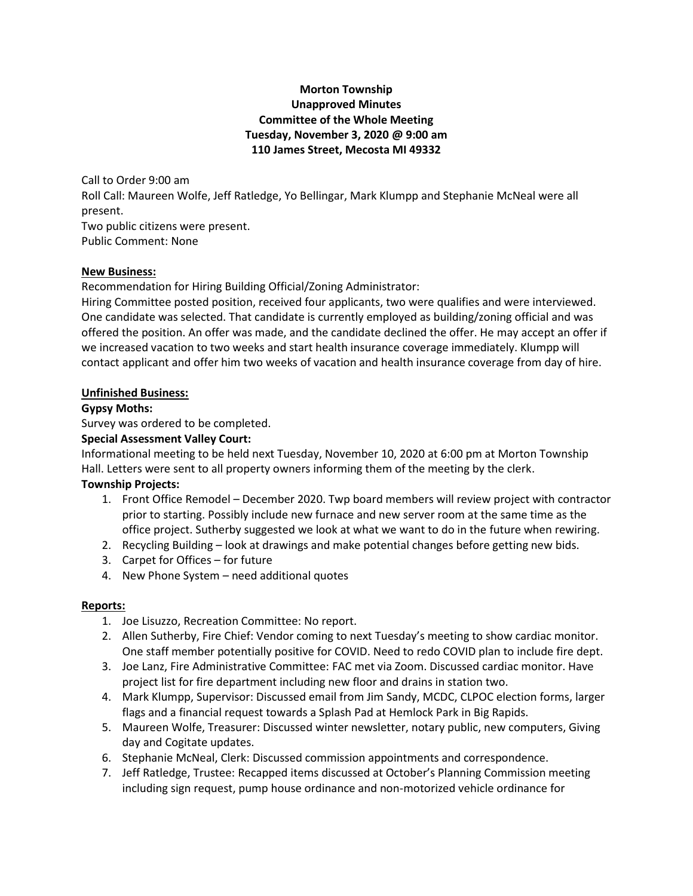**Morton Township**
**Unapproved Minutes**
**Committee of the Whole Meeting**
**Tuesday, November 3, 2020 @ 9:00 am**
**110 James Street, Mecosta MI 49332**

Call to Order 9:00 am
Roll Call: Maureen Wolfe, Jeff Ratledge, Yo Bellingar, Mark Klumpp and Stephanie McNeal were all present.
Two public citizens were present.
Public Comment: None

**New Business:**

Recommendation for Hiring Building Official/Zoning Administrator:
Hiring Committee posted position, received four applicants, two were qualifies and were interviewed. One candidate was selected. That candidate is currently employed as building/zoning official and was offered the position. An offer was made, and the candidate declined the offer. He may accept an offer if we increased vacation to two weeks and start health insurance coverage immediately. Klumpp will contact applicant and offer him two weeks of vacation and health insurance coverage from day of hire.

**Unfinished Business:**

**Gypsy Moths:**
Survey was ordered to be completed.

**Special Assessment Valley Court:**
Informational meeting to be held next Tuesday, November 10, 2020 at 6:00 pm at Morton Township Hall. Letters were sent to all property owners informing them of the meeting by the clerk.

**Township Projects:**

1. Front Office Remodel – December 2020. Twp board members will review project with contractor prior to starting. Possibly include new furnace and new server room at the same time as the office project. Sutherby suggested we look at what we want to do in the future when rewiring.
2. Recycling Building – look at drawings and make potential changes before getting new bids.
3. Carpet for Offices – for future
4. New Phone System – need additional quotes

**Reports:**

1. Joe Lisuzzo, Recreation Committee: No report.
2. Allen Sutherby, Fire Chief: Vendor coming to next Tuesday's meeting to show cardiac monitor. One staff member potentially positive for COVID. Need to redo COVID plan to include fire dept.
3. Joe Lanz, Fire Administrative Committee: FAC met via Zoom. Discussed cardiac monitor. Have project list for fire department including new floor and drains in station two.
4. Mark Klumpp, Supervisor: Discussed email from Jim Sandy, MCDC, CLPOC election forms, larger flags and a financial request towards a Splash Pad at Hemlock Park in Big Rapids.
5. Maureen Wolfe, Treasurer: Discussed winter newsletter, notary public, new computers, Giving day and Cogitate updates.
6. Stephanie McNeal, Clerk: Discussed commission appointments and correspondence.
7. Jeff Ratledge, Trustee: Recapped items discussed at October's Planning Commission meeting including sign request, pump house ordinance and non-motorized vehicle ordinance for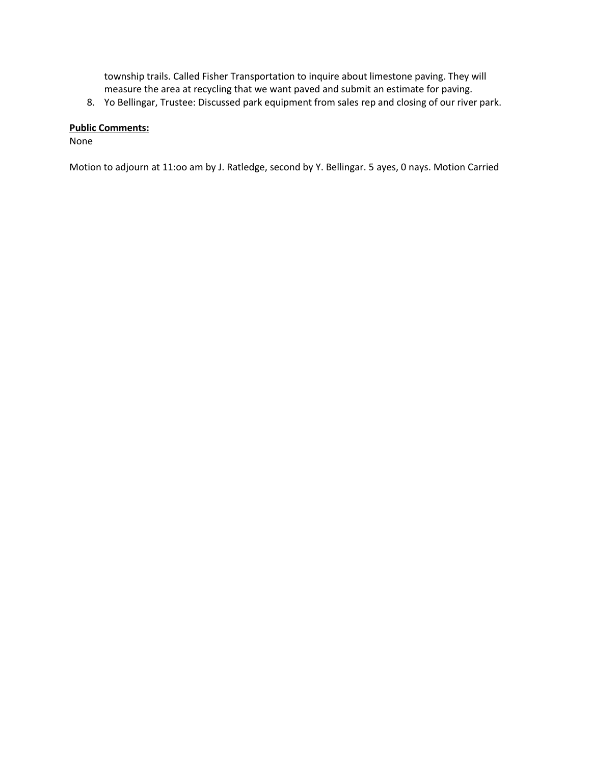township trails. Called Fisher Transportation to inquire about limestone paving. They will measure the area at recycling that we want paved and submit an estimate for paving.

8. Yo Bellingar, Trustee: Discussed park equipment from sales rep and closing of our river park.

**Public Comments:**

None

Motion to adjourn at 11:oo am by J. Ratledge, second by Y. Bellingar. 5 ayes, 0 nays. Motion Carried